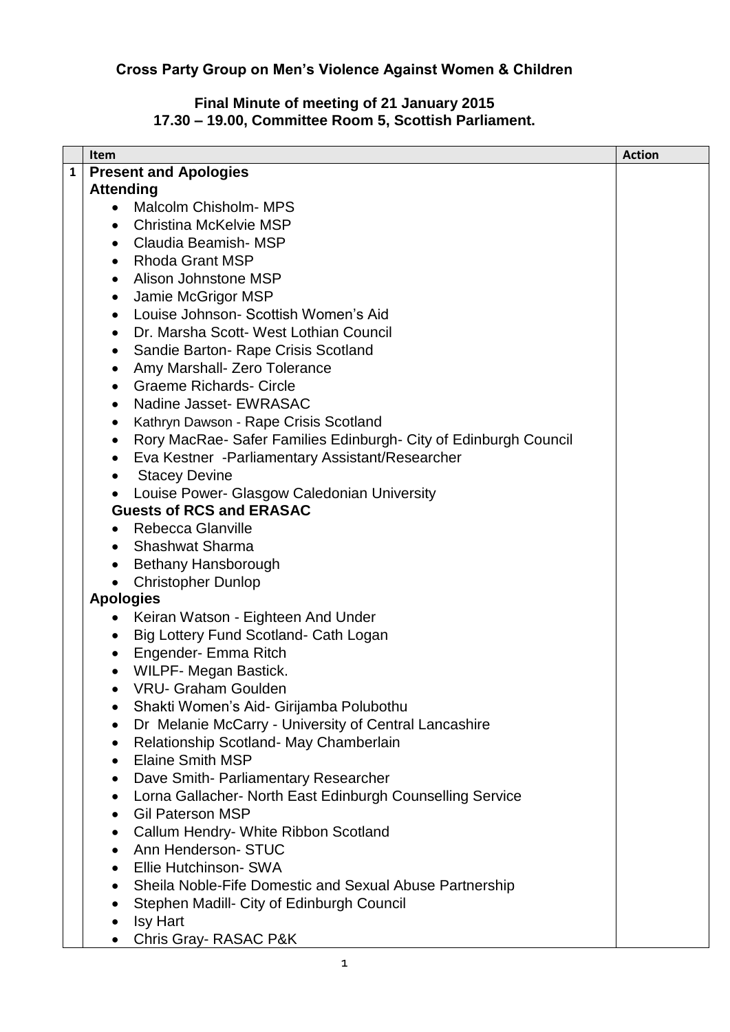**Cross Party Group on Men's Violence Against Women & Children**

**Final Minute of meeting of 21 January 2015**
**17.30 – 19.00, Committee Room 5, Scottish Parliament.**

| | Item | Action |
|---|---|---|
| 1 | **Present and Apologies**<br>**Attending**<br>• Malcolm Chisholm- MPS<br>• Christina McKelvie MSP<br>• Claudia Beamish- MSP<br>• Rhoda Grant MSP<br>• Alison Johnstone MSP<br>• Jamie McGrigor MSP<br>• Louise Johnson- Scottish Women's Aid<br>• Dr. Marsha Scott- West Lothian Council<br>• Sandie Barton- Rape Crisis Scotland<br>• Amy Marshall- Zero Tolerance<br>• Graeme Richards- Circle<br>• Nadine Jasset- EWRASAC<br>• Kathryn Dawson - Rape Crisis Scotland<br>• Rory MacRae- Safer Families Edinburgh- City of Edinburgh Council<br>• Eva Kestner -Parliamentary Assistant/Researcher<br>• Stacey Devine<br>• Louise Power- Glasgow Caledonian University<br>**Guests of RCS and ERASAC**<br>• Rebecca Glanville<br>• Shashwat Sharma<br>• Bethany Hansborough<br>• Christopher Dunlop<br>**Apologies**<br>• Keiran Watson - Eighteen And Under<br>• Big Lottery Fund Scotland- Cath Logan<br>• Engender- Emma Ritch<br>• WILPF- Megan Bastick.<br>• VRU- Graham Goulden<br>• Shakti Women's Aid- Girijamba Polubothu<br>• Dr Melanie McCarry - University of Central Lancashire<br>• Relationship Scotland- May Chamberlain<br>• Elaine Smith MSP<br>• Dave Smith- Parliamentary Researcher<br>• Lorna Gallacher- North East Edinburgh Counselling Service<br>• Gil Paterson MSP<br>• Callum Hendry- White Ribbon Scotland<br>• Ann Henderson- STUC<br>• Ellie Hutchinson- SWA<br>• Sheila Noble-Fife Domestic and Sexual Abuse Partnership<br>• Stephen Madill- City of Edinburgh Council<br>• Isy Hart<br>• Chris Gray- RASAC P&K | |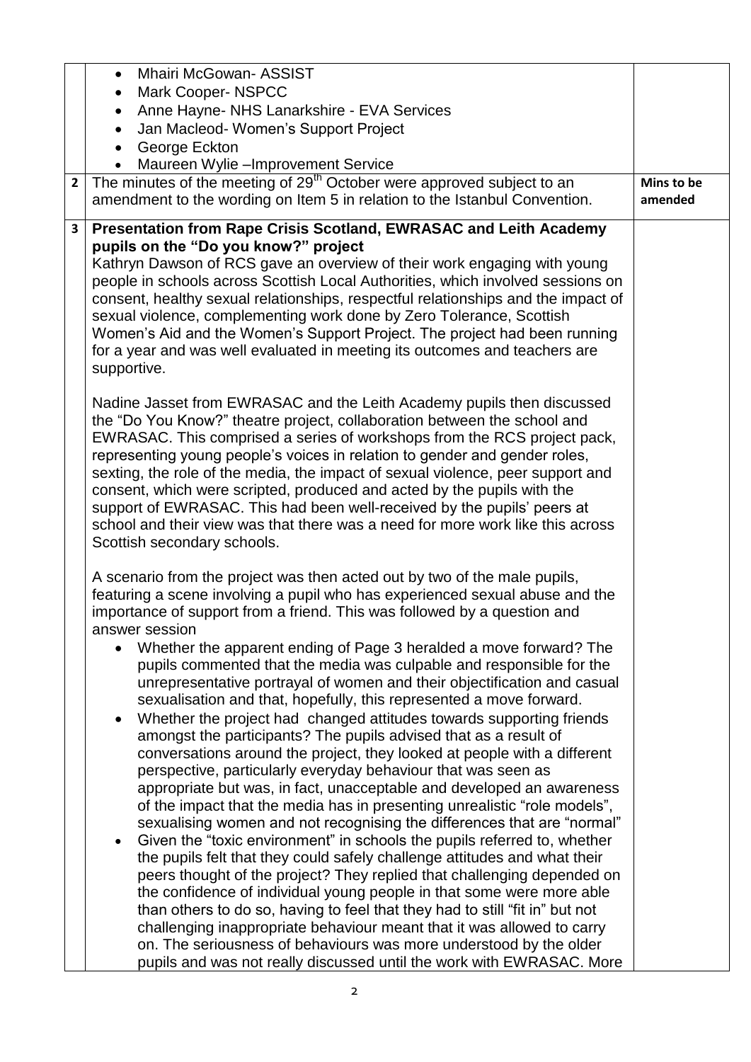| | | |
|---|---|---|
| | • Mhairi McGowan- ASSIST<br>• Mark Cooper- NSPCC<br>• Anne Hayne- NHS Lanarkshire - EVA Services<br>• Jan Macleod- Women's Support Project<br>• George Eckton<br>• Maureen Wylie –Improvement Service | |
| **2** | The minutes of the meeting of 29th October were approved subject to an amendment to the wording on Item 5 in relation to the Istanbul Convention. | **Mins to be amended** |
| **3** | **Presentation from Rape Crisis Scotland, EWRASAC and Leith Academy pupils on the "Do you know?" project**<br>Kathryn Dawson of RCS gave an overview of their work engaging with young people in schools across Scottish Local Authorities, which involved sessions on consent, healthy sexual relationships, respectful relationships and the impact of sexual violence, complementing work done by Zero Tolerance, Scottish Women's Aid and the Women's Support Project. The project had been running for a year and was well evaluated in meeting its outcomes and teachers are supportive.<br><br>Nadine Jasset from EWRASAC and the Leith Academy pupils then discussed the "Do You Know?" theatre project, collaboration between the school and EWRASAC. This comprised a series of workshops from the RCS project pack, representing young people's voices in relation to gender and gender roles, sexting, the role of the media, the impact of sexual violence, peer support and consent, which were scripted, produced and acted by the pupils with the support of EWRASAC. This had been well-received by the pupils' peers at school and their view was that there was a need for more work like this across Scottish secondary schools.<br><br>A scenario from the project was then acted out by two of the male pupils, featuring a scene involving a pupil who has experienced sexual abuse and the importance of support from a friend. This was followed by a question and answer session<br>• Whether the apparent ending of Page 3 heralded a move forward? The pupils commented that the media was culpable and responsible for the unrepresentative portrayal of women and their objectification and casual sexualisation and that, hopefully, this represented a move forward.<br>• Whether the project had changed attitudes towards supporting friends amongst the participants? The pupils advised that as a result of conversations around the project, they looked at people with a different perspective, particularly everyday behaviour that was seen as appropriate but was, in fact, unacceptable and developed an awareness of the impact that the media has in presenting unrealistic "role models", sexualising women and not recognising the differences that are "normal"<br>• Given the "toxic environment" in schools the pupils referred to, whether the pupils felt that they could safely challenge attitudes and what their peers thought of the project? They replied that challenging depended on the confidence of individual young people in that some were more able than others to do so, having to feel that they had to still "fit in" but not challenging inappropriate behaviour meant that it was allowed to carry on. The seriousness of behaviours was more understood by the older pupils and was not really discussed until the work with EWRASAC. More | |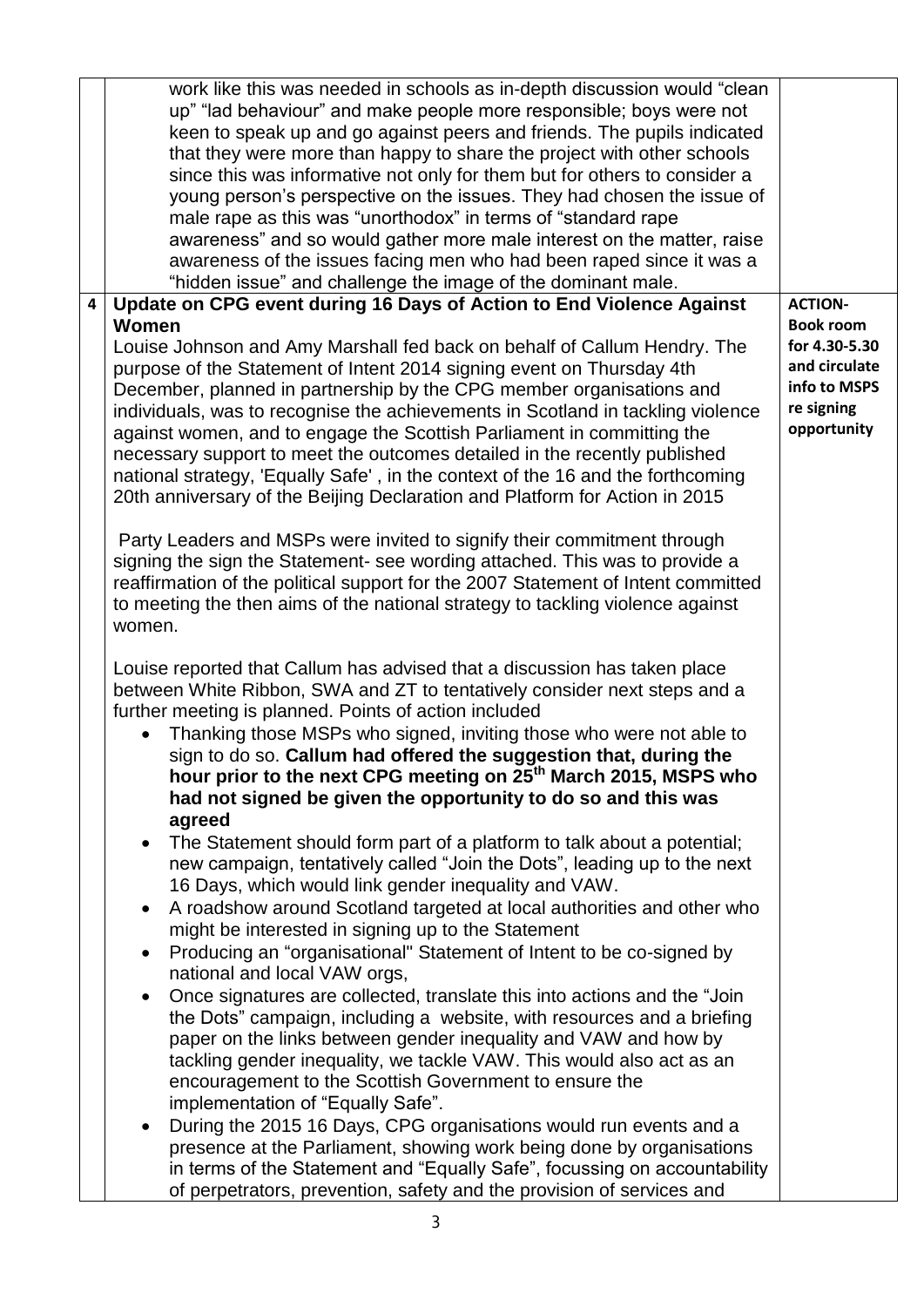| | | |
|---|---|---|
| | work like this was needed in schools as in-depth discussion would "clean up" "lad behaviour" and make people more responsible; boys were not keen to speak up and go against peers and friends. The pupils indicated that they were more than happy to share the project with other schools since this was informative not only for them but for others to consider a young person's perspective on the issues. They had chosen the issue of male rape as this was "unorthodox" in terms of "standard rape awareness" and so would gather more male interest on the matter, raise awareness of the issues facing men who had been raped since it was a "hidden issue" and challenge the image of the dominant male. | |
| **4** | **Update on CPG event during 16 Days of Action to End Violence Against Women**<br><br>Louise Johnson and Amy Marshall fed back on behalf of Callum Hendry. The purpose of the Statement of Intent 2014 signing event on Thursday 4th December, planned in partnership by the CPG member organisations and individuals, was to recognise the achievements in Scotland in tackling violence against women, and to engage the Scottish Parliament in committing the necessary support to meet the outcomes detailed in the recently published national strategy, 'Equally Safe' , in the context of the 16 and the forthcoming 20th anniversary of the Beijing Declaration and Platform for Action in 2015<br><br>Party Leaders and MSPs were invited to signify their commitment through signing the sign the Statement- see wording attached. This was to provide a reaffirmation of the political support for the 2007 Statement of Intent committed to meeting the then aims of the national strategy to tackling violence against women.<br><br>Louise reported that Callum has advised that a discussion has taken place between White Ribbon, SWA and ZT to tentatively consider next steps and a further meeting is planned. Points of action included<br>• Thanking those MSPs who signed, inviting those who were not able to sign to do so. **Callum had offered the suggestion that, during the hour prior to the next CPG meeting on 25th March 2015, MSPS who had not signed be given the opportunity to do so and this was agreed**<br>• The Statement should form part of a platform to talk about a potential; new campaign, tentatively called "Join the Dots", leading up to the next 16 Days, which would link gender inequality and VAW.<br>• A roadshow around Scotland targeted at local authorities and other who might be interested in signing up to the Statement<br>• Producing an "organisational" Statement of Intent to be co-signed by national and local VAW orgs,<br>• Once signatures are collected, translate this into actions and the "Join the Dots" campaign, including a website, with resources and a briefing paper on the links between gender inequality and VAW and how by tackling gender inequality, we tackle VAW. This would also act as an encouragement to the Scottish Government to ensure the implementation of "Equally Safe".<br>• During the 2015 16 Days, CPG organisations would run events and a presence at the Parliament, showing work being done by organisations in terms of the Statement and "Equally Safe", focussing on accountability of perpetrators, prevention, safety and the provision of services and | **ACTION- Book room for 4.30-5.30 and circulate info to MSPS re signing opportunity** |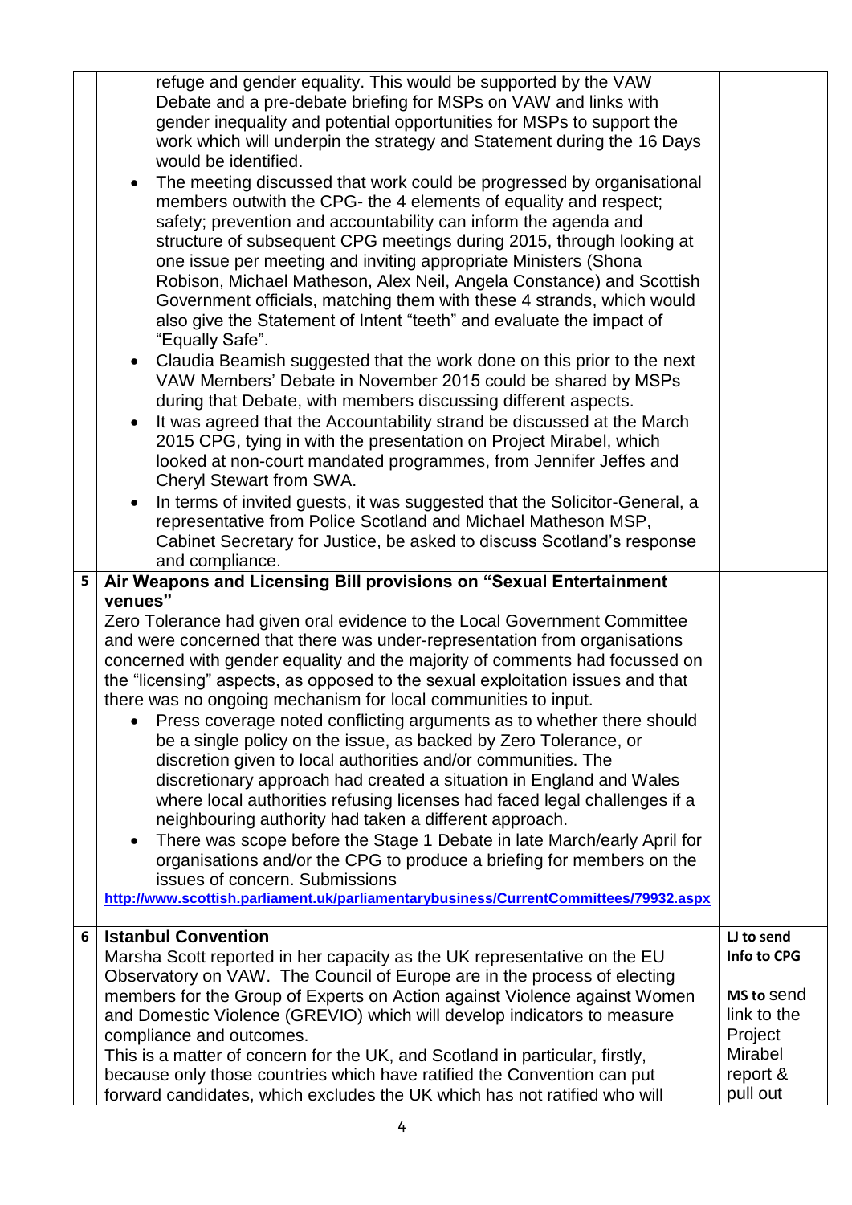| | | |
|---|---|---|
| | refuge and gender equality. This would be supported by the VAW Debate and a pre-debate briefing for MSPs on VAW and links with gender inequality and potential opportunities for MSPs to support the work which will underpin the strategy and Statement during the 16 Days would be identified.<br>• The meeting discussed that work could be progressed by organisational members outwith the CPG- the 4 elements of equality and respect; safety; prevention and accountability can inform the agenda and structure of subsequent CPG meetings during 2015, through looking at one issue per meeting and inviting appropriate Ministers (Shona Robison, Michael Matheson, Alex Neil, Angela Constance) and Scottish Government officials, matching them with these 4 strands, which would also give the Statement of Intent "teeth" and evaluate the impact of "Equally Safe".<br>• Claudia Beamish suggested that the work done on this prior to the next VAW Members' Debate in November 2015 could be shared by MSPs during that Debate, with members discussing different aspects.<br>• It was agreed that the Accountability strand be discussed at the March 2015 CPG, tying in with the presentation on Project Mirabel, which looked at non-court mandated programmes, from Jennifer Jeffes and Cheryl Stewart from SWA.<br>• In terms of invited guests, it was suggested that the Solicitor-General, a representative from Police Scotland and Michael Matheson MSP, Cabinet Secretary for Justice, be asked to discuss Scotland's response and compliance. | |
| **5** | **Air Weapons and Licensing Bill provisions on "Sexual Entertainment venues"**<br>Zero Tolerance had given oral evidence to the Local Government Committee and were concerned that there was under-representation from organisations concerned with gender equality and the majority of comments had focussed on the "licensing" aspects, as opposed to the sexual exploitation issues and that there was no ongoing mechanism for local communities to input.<br>• Press coverage noted conflicting arguments as to whether there should be a single policy on the issue, as backed by Zero Tolerance, or discretion given to local authorities and/or communities. The discretionary approach had created a situation in England and Wales where local authorities refusing licenses had faced legal challenges if a neighbouring authority had taken a different approach.<br>• There was scope before the Stage 1 Debate in late March/early April for organisations and/or the CPG to produce a briefing for members on the issues of concern. Submissions<br>**http://www.scottish.parliament.uk/parliamentarybusiness/CurrentCommittees/79932.aspx** | |
| **6** | **Istanbul Convention**<br>Marsha Scott reported in her capacity as the UK representative on the EU Observatory on VAW. The Council of Europe are in the process of electing members for the Group of Experts on Action against Violence against Women and Domestic Violence (GREVIO) which will develop indicators to measure compliance and outcomes.<br>This is a matter of concern for the UK, and Scotland in particular, firstly, because only those countries which have ratified the Convention can put forward candidates, which excludes the UK which has not ratified who will | **LJ to send Info to CPG**<br><br>**MS to** send link to the Project Mirabel report & pull out |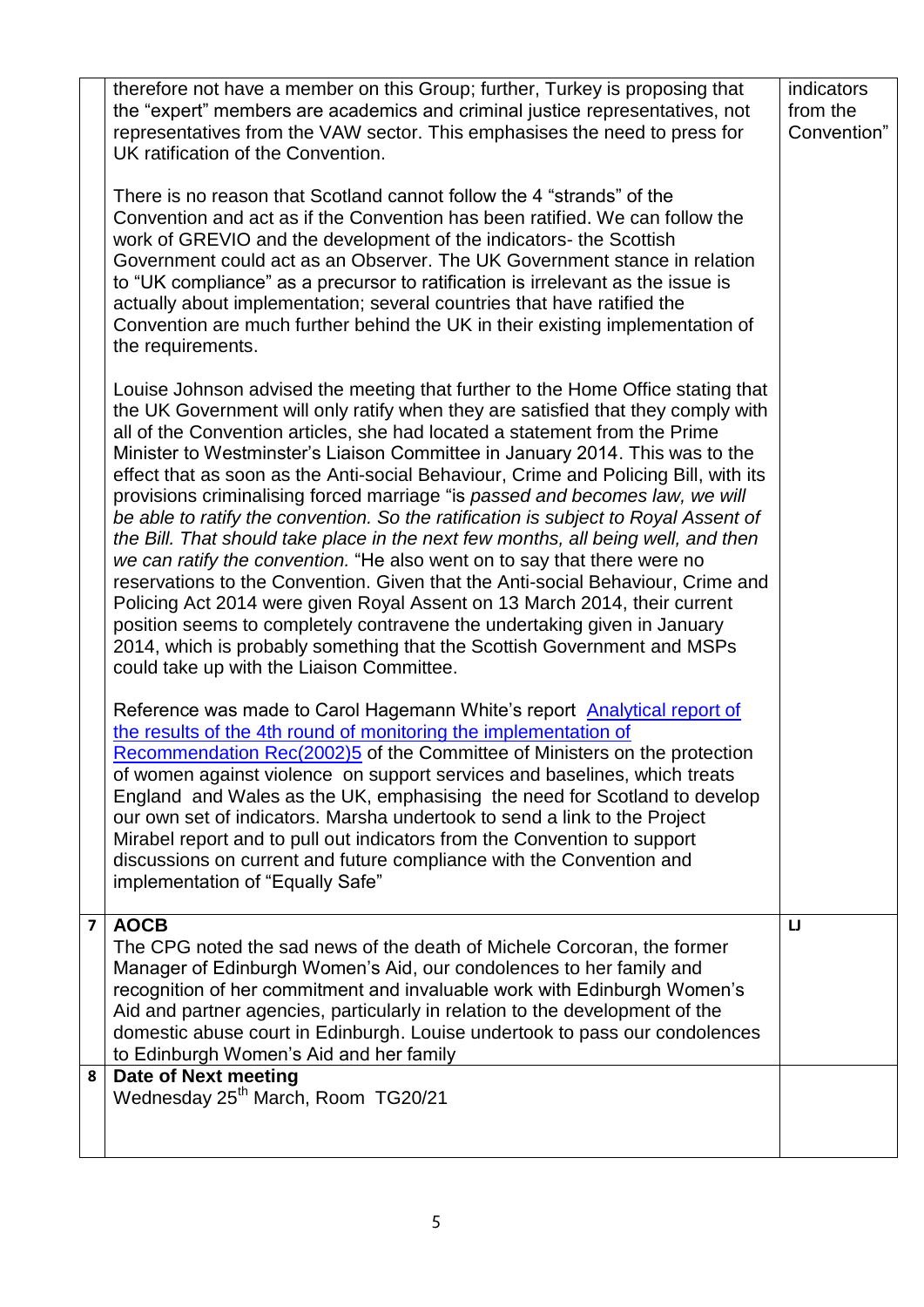| | | |
|---|---|---|
| | therefore not have a member on this Group; further, Turkey is proposing that the "expert" members are academics and criminal justice representatives, not representatives from the VAW sector. This emphasises the need to press for UK ratification of the Convention.<br><br>There is no reason that Scotland cannot follow the 4 "strands" of the Convention and act as if the Convention has been ratified. We can follow the work of GREVIO and the development of the indicators- the Scottish Government could act as an Observer. The UK Government stance in relation to "UK compliance" as a precursor to ratification is irrelevant as the issue is actually about implementation; several countries that have ratified the Convention are much further behind the UK in their existing implementation of the requirements.<br><br>Louise Johnson advised the meeting that further to the Home Office stating that the UK Government will only ratify when they are satisfied that they comply with all of the Convention articles, she had located a statement from the Prime Minister to Westminster's Liaison Committee in January 2014. This was to the effect that as soon as the Anti-social Behaviour, Crime and Policing Bill, with its provisions criminalising forced marriage "is *passed and becomes law, we will be able to ratify the convention. So the ratification is subject to Royal Assent of the Bill. That should take place in the next few months, all being well, and then we can ratify the convention.* "He also went on to say that there were no reservations to the Convention. Given that the Anti-social Behaviour, Crime and Policing Act 2014 were given Royal Assent on 13 March 2014, their current position seems to completely contravene the undertaking given in January 2014, which is probably something that the Scottish Government and MSPs could take up with the Liaison Committee.<br><br>Reference was made to Carol Hagemann White's report Analytical report of the results of the 4th round of monitoring the implementation of Recommendation Rec(2002)5 of the Committee of Ministers on the protection of women against violence on support services and baselines, which treats England and Wales as the UK, emphasising the need for Scotland to develop our own set of indicators. Marsha undertook to send a link to the Project Mirabel report and to pull out indicators from the Convention to support discussions on current and future compliance with the Convention and implementation of "Equally Safe" | indicators from the Convention" |
| **7** | **AOCB**<br>The CPG noted the sad news of the death of Michele Corcoran, the former Manager of Edinburgh Women's Aid, our condolences to her family and recognition of her commitment and invaluable work with Edinburgh Women's Aid and partner agencies, particularly in relation to the development of the domestic abuse court in Edinburgh. Louise undertook to pass our condolences to Edinburgh Women's Aid and her family | **LJ** |
| **8** | **Date of Next meeting**<br>Wednesday 25th March, Room TG20/21 | |